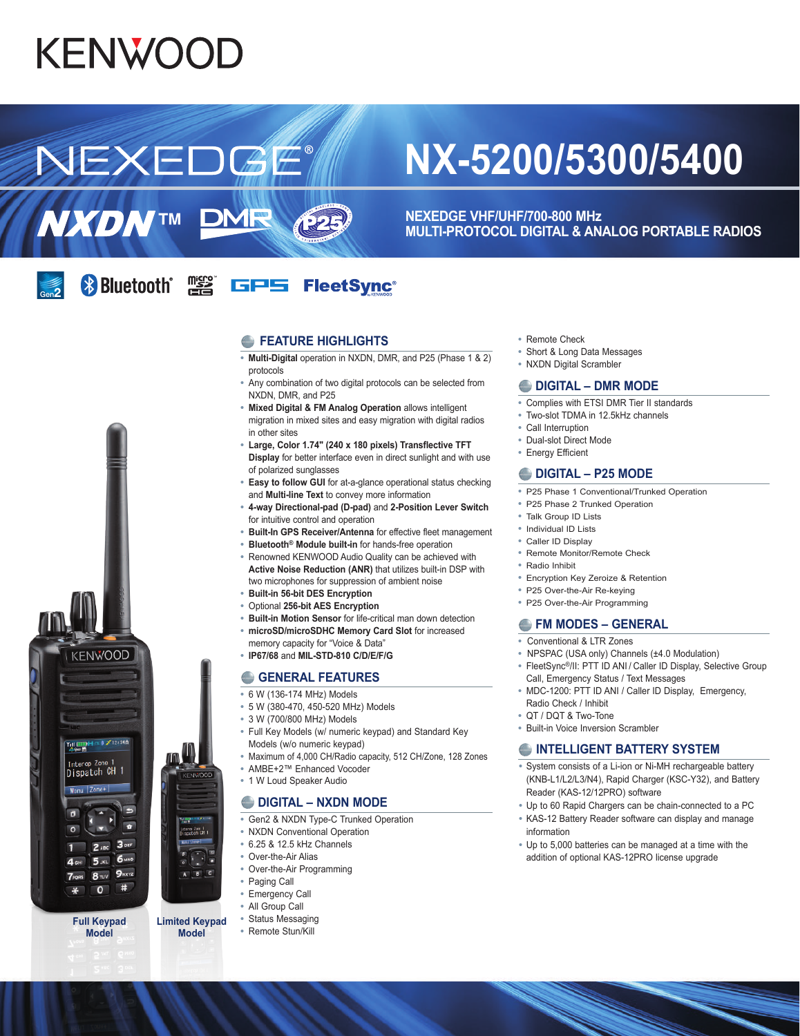KENWOOD

# NEXEDGE®

# NX-5200/5300/5400

NXDN™ DMR P25

**NEXEDGE VHF/UHF/700-800 MHz**
**MULTI-PROTOCOL DIGITAL & ANALOG PORTABLE RADIOS**

Gen2 Bluetooth® microSDHC GPS FleetSync®

Full Keypad Model

Limited Keypad Model

## FEATURE HIGHLIGHTS

- **Multi-Digital** operation in NXDN, DMR, and P25 (Phase 1 & 2) protocols
- Any combination of two digital protocols can be selected from NXDN, DMR, and P25
- **Mixed Digital & FM Analog Operation** allows intelligent migration in mixed sites and easy migration with digital radios in other sites
- **Large, Color 1.74" (240 x 180 pixels) Transflective TFT Display** for better interface even in direct sunlight and with use of polarized sunglasses
- **Easy to follow GUI** for at-a-glance operational status checking and **Multi-line Text** to convey more information
- **4-way Directional-pad (D-pad)** and **2-Position Lever Switch** for intuitive control and operation
- **Built-In GPS Receiver/Antenna** for effective fleet management
- **Bluetooth® Module built-in** for hands-free operation
- Renowned KENWOOD Audio Quality can be achieved with **Active Noise Reduction (ANR)** that utilizes built-in DSP with two microphones for suppression of ambient noise
- **Built-in 56-bit DES Encryption**
- Optional **256-bit AES Encryption**
- **Built-in Motion Sensor** for life-critical man down detection
- **microSD/microSDHC Memory Card Slot** for increased memory capacity for "Voice & Data"
- **IP67/68** and **MIL-STD-810 C/D/E/F/G**

## GENERAL FEATURES

- 6 W (136-174 MHz) Models
- 5 W (380-470, 450-520 MHz) Models
- 3 W (700/800 MHz) Models
- Full Key Models (w/ numeric keypad) and Standard Key Models (w/o numeric keypad)
- Maximum of 4,000 CH/Radio capacity, 512 CH/Zone, 128 Zones
- AMBE+2™ Enhanced Vocoder
- 1 W Loud Speaker Audio

## DIGITAL – NXDN MODE

- Gen2 & NXDN Type-C Trunked Operation
- NXDN Conventional Operation
- 6.25 & 12.5 kHz Channels
- Over-the-Air Alias
- Over-the-Air Programming
- Paging Call
- Emergency Call
- All Group Call
- Status Messaging
- Remote Stun/Kill
- Remote Check
- Short & Long Data Messages
- NXDN Digital Scrambler

## DIGITAL – DMR MODE

- Complies with ETSI DMR Tier II standards
- Two-slot TDMA in 12.5kHz channels
- Call Interruption
- Dual-slot Direct Mode
- Energy Efficient

## DIGITAL – P25 MODE

- P25 Phase 1 Conventional/Trunked Operation
- P25 Phase 2 Trunked Operation
- Talk Group ID Lists
- Individual ID Lists
- Caller ID Display
- Remote Monitor/Remote Check
- Radio Inhibit
- Encryption Key Zeroize & Retention
- P25 Over-the-Air Re-keying
- P25 Over-the-Air Programming

## FM MODES – GENERAL

- Conventional & LTR Zones
- NPSPAC (USA only) Channels (±4.0 Modulation)
- FleetSync®/II: PTT ID ANI / Caller ID Display, Selective Group Call, Emergency Status / Text Messages
- MDC-1200: PTT ID ANI / Caller ID Display, Emergency, Radio Check / Inhibit
- QT / DQT & Two-Tone
- Built-in Voice Inversion Scrambler

## INTELLIGENT BATTERY SYSTEM

- System consists of a Li-ion or Ni-MH rechargeable battery (KNB-L1/L2/L3/N4), Rapid Charger (KSC-Y32), and Battery Reader (KAS-12/12PRO) software
- Up to 60 Rapid Chargers can be chain-connected to a PC
- KAS-12 Battery Reader software can display and manage information
- Up to 5,000 batteries can be managed at a time with the addition of optional KAS-12PRO license upgrade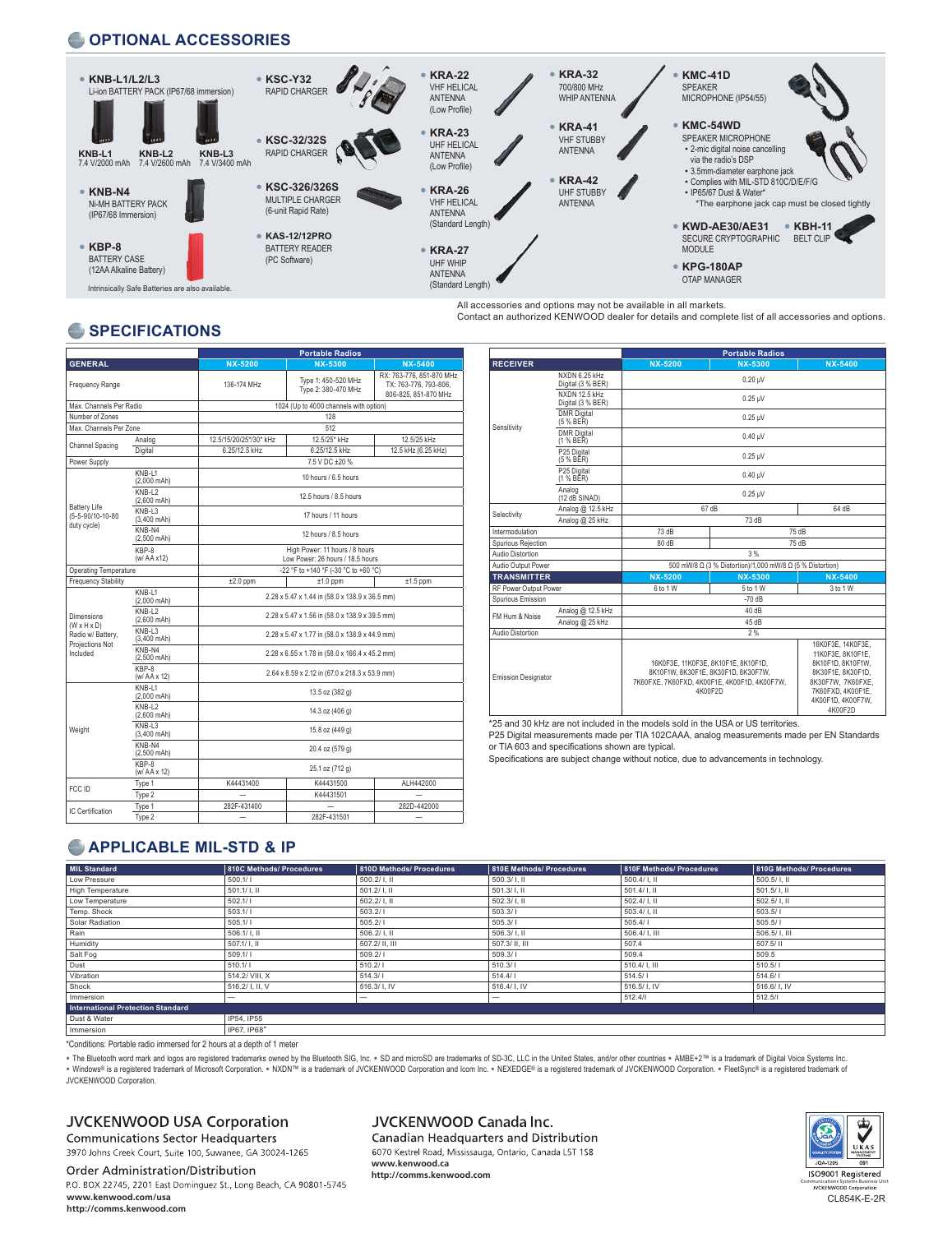## OPTIONAL ACCESSORIES

- **KNB-L1/L2/L3**
  Li-ion BATTERY PACK (IP67/68 immersion)

**KNB-L1** 7.4 V/2000 mAh **KNB-L2** 7.4 V/2600 mAh **KNB-L3** 7.4 V/3400 mAh

- **KNB-N4**
  Ni-MH BATTERY PACK (IP67/68 Immersion)
- **KBP-8**
  BATTERY CASE (12AA Alkaline Battery)

Intrinsically Safe Batteries are also available.

- **KSC-Y32**
  RAPID CHARGER
- **KSC-32/32S**
  RAPID CHARGER
- **KSC-326/326S**
  MULTIPLE CHARGER (6-unit Rapid Rate)
- **KAS-12/12PRO**
  BATTERY READER (PC Software)
- **KRA-22**
  VHF HELICAL ANTENNA (Low Profile)
- **KRA-23**
  UHF HELICAL ANTENNA (Low Profile)
- **KRA-26**
  VHF HELICAL ANTENNA (Standard Length)
- **KRA-27**
  UHF WHIP ANTENNA (Standard Length)
- **KRA-32**
  700/800 MHz WHIP ANTENNA
- **KRA-41**
  VHF STUBBY ANTENNA
- **KRA-42**
  UHF STUBBY ANTENNA
- **KMC-41D**
  SPEAKER MICROPHONE (IP54/55)
- **KMC-54WD**
  SPEAKER MICROPHONE
  - 2-mic digital noise cancelling via the radio's DSP
  - 3.5mm-diameter earphone jack
  - Complies with MIL-STD 810C/D/E/F/G
  - IP65/67 Dust & Water*

  *The earphone jack cap must be closed tightly
- **KWD-AE30/AE31**
  SECURE CRYPTOGRAPHIC MODULE
- **KBH-11**
  BELT CLIP
- **KPG-180AP**
  OTAP MANAGER

All accessories and options may not be available in all markets.
Contact an authorized KENWOOD dealer for details and complete list of all accessories and options.

## SPECIFICATIONS

| GENERAL | | NX-5200 | NX-5300 | NX-5400 |
|---|---|---|---|---|
| | | Portable Radios | | |
| Frequency Range | | 136-174 MHz | Type 1: 450-520 MHz Type 2: 380-470 MHz | RX: 763-776, 851-870 MHz TX: 763-776, 793-806, 806-825, 851-870 MHz |
| Max. Channels Per Radio | | 1024 (Up to 4000 channels with option) | | |
| Number of Zones | | 128 | | |
| Max. Channels Per Zone | | 512 | | |
| Channel Spacing | Analog | 12.5/15/20/25*/30* kHz | 12.5/25* kHz | 12.5/25 kHz |
| | Digital | 6.25/12.5 kHz | 6.25/12.5 kHz | 12.5 kHz (6.25 kHz) |
| Power Supply | | 7.5 V DC ±20 % | | |
| Battery Life (5-5-90/10-10-80 duty cycle) | KNB-L1 (2,000 mAh) | 10 hours / 6.5 hours | | |
| | KNB-L2 (2,600 mAh) | 12.5 hours / 8.5 hours | | |
| | KNB-L3 (3,400 mAh) | 17 hours / 11 hours | | |
| | KNB-N4 (2,500 mAh) | 12 hours / 8.5 hours | | |
| | KBP-8 (w/ AA x12) | High Power: 11 hours / 8 hours Low Power: 26 hours / 18.5 hours | | |
| Operating Temperature | | -22 °F to +140 °F (-30 °C to +60 °C) | | |
| Frequency Stability | | ±2.0 ppm | ±1.0 ppm | ±1.5 ppm |
| Dimensions (W x H x D) Radio w/ Battery, Projections Not Included | KNB-L1 (2,000 mAh) | 2.28 x 5.47 x 1.44 in (58.0 x 138.9 x 36.5 mm) | | |
| | KNB-L2 (2,600 mAh) | 2.28 x 5.47 x 1.56 in (58.0 x 138.9 x 39.5 mm) | | |
| | KNB-L3 (3,400 mAh) | 2.28 x 5.47 x 1.77 in (58.0 x 138.9 x 44.9 mm) | | |
| | KNB-N4 (2,500 mAh) | 2.28 x 6.55 x 1.78 in (58.0 x 166.4 x 45.2 mm) | | |
| | KBP-8 (w/ AA x 12) | 2.64 x 8.59 x 2.12 in (67.0 x 218.3 x 53.9 mm) | | |
| Weight | KNB-L1 (2,000 mAh) | 13.5 oz (382 g) | | |
| | KNB-L2 (2,600 mAh) | 14.3 oz (406 g) | | |
| | KNB-L3 (3,400 mAh) | 15.8 oz (449 g) | | |
| | KNB-N4 (2,500 mAh) | 20.4 oz (579 g) | | |
| | KBP-8 (w/ AA x 12) | 25.1 oz (712 g) | | |
| FCC ID | Type 1 | K44431400 | K44431500 | ALH442000 |
| | Type 2 | — | K44431501 | — |
| IC Certification | Type 1 | 282F-431400 | — | 282D-442000 |
| | Type 2 | — | 282F-431501 | — |

| RECEIVER | | NX-5200 | NX-5300 | NX-5400 |
|---|---|---|---|---|
| | | Portable Radios | | |
| Sensitivity | NXDN 6.25 kHz Digital (3 % BER) | 0.20 µV | | |
| | NXDN 12.5 kHz Digital (3 % BER) | 0.25 µV | | |
| | DMR Digital (5 % BER) | 0.25 µV | | |
| | DMR Digital (1 % BER) | 0.40 µV | | |
| | P25 Digital (5 % BER) | 0.25 µV | | |
| | P25 Digital (1 % BER) | 0.40 µV | | |
| | Analog (12 dB SINAD) | 0.25 µV | | |
| Selectivity | Analog @ 12.5 kHz | 67 dB | | 64 dB |
| | Analog @ 25 kHz | 73 dB | | |
| Intermodulation | | 73 dB | 75 dB | |
| Spurious Rejection | | 80 dB | 75 dB | |
| Audio Distortion | | 3 % | | |
| Audio Output Power | | 500 mW/8 Ω (3 % Distortion)/1,000 mW/8 Ω (5 % Distortion) | | |
| **TRANSMITTER** | | **NX-5200** | **NX-5300** | **NX-5400** |
| RF Power Output Power | | 6 to 1 W | 5 to 1 W | 3 to 1 W |
| Spurious Emission | | -70 dB | | |
| FM Hum & Noise | Analog @ 12.5 kHz | 40 dB | | |
| | Analog @ 25 kHz | 45 dB | | |
| Audio Distortion | | 2 % | | |
| Emission Designator | | 16K0F3E, 11K0F3E, 8K10F1E, 8K10F1D, 8K10F1W, 8K30F1E, 8K30F1D, 8K30F7W, 7K60FXE, 7K60FXD, 4K00F1E, 4K00F1D, 4K00F7W, 4K00F2D | | 16K0F3E, 14K0F3E, 11K0F3E, 8K10F1E, 8K10F1D, 8K10F1W, 8K30F1E, 8K30F1D, 8K30F7W, 7K60FXE, 7K60FXD, 4K00F1E, 4K00F1D, 4K00F7W, 4K00F2D |

*25 and 30 kHz are not included in the models sold in the USA or US territories.
P25 Digital measurements made per TIA 102CAAA, analog measurements made per EN Standards or TIA 603 and specifications shown are typical.
Specifications are subject change without notice, due to advancements in technology.

## APPLICABLE MIL-STD & IP

| MIL Standard | 810C Methods/ Procedures | 810D Methods/ Procedures | 810E Methods/ Procedures | 810F Methods/ Procedures | 810G Methods/ Procedures |
|---|---|---|---|---|---|
| Low Pressure | 500.1/ I | 500.2/ I, II | 500.3/ I, II | 500.4/ I, II | 500.5/ I, II |
| High Temperature | 501.1/ I, II | 501.2/ I, II | 501.3/ I, II | 501.4/ I, II | 501.5/ I, II |
| Low Temperature | 502.1/ I | 502.2/ I, II | 502.3/ I, II | 502.4/ I, II | 502.5/ I, II |
| Temp. Shock | 503.1/ I | 503.2/ I | 503.3/ I | 503.4/ I, II | 503.5/ I |
| Solar Radiation | 505.1/ I | 505.2/ I | 505.3/ I | 505.4/ I | 505.5/ I |
| Rain | 506.1/ I, II | 506.2/ I, II | 506.3/ I, II | 506.4/ I, III | 506.5/ I, III |
| Humidity | 507.1/ I, II | 507.2/ II, III | 507.3/ II, III | 507.4 | 507.5/ II |
| Salt Fog | 509.1/ I | 509.2/ I | 509.3/ I | 509.4 | 509.5 |
| Dust | 510.1/ I | 510.2/ I | 510.3/ I | 510.4/ I, III | 510.5/ I |
| Vibration | 514.2/ VIII, X | 514.3/ I | 514.4/ I | 514.5/ I | 514.6/ I |
| Shock | 516.2/ I, II, V | 516.3/ I, IV | 516.4/ I, IV | 516.5/ I, IV | 516.6/ I, IV |
| Immersion | — | — | — | 512.4/I | 512.5/I |
| **International Protection Standard** | | | | | |
| Dust & Water | IP54, IP55 | | | | |
| Immersion | IP67, IP68* | | | | |

*Conditions: Portable radio immersed for 2 hours at a depth of 1 meter

• The Bluetooth word mark and logos are registered trademarks owned by the Bluetooth SIG, Inc. • SD and microSD are trademarks of SD-3C, LLC in the United States, and/or other countries • AMBE+2™ is a trademark of Digital Voice Systems Inc. • Windows® is a registered trademark of Microsoft Corporation. • NXDN™ is a trademark of JVCKENWOOD Corporation and Icom Inc. • NEXEDGE® is a registered trademark of JVCKENWOOD Corporation. • FleetSync® is a registered trademark of JVCKENWOOD Corporation.

**JVCKENWOOD USA Corporation**
Communications Sector Headquarters
3970 Johns Creek Court, Suite 100, Suwanee, GA 30024-1265

Order Administration/Distribution
P.O. BOX 22745, 2201 East Dominguez St., Long Beach, CA 90801-5745
**www.kenwood.com/usa**
**http://comms.kenwood.com**

**JVCKENWOOD Canada Inc.**
Canadian Headquarters and Distribution
6070 Kestrel Road, Mississauga, Ontario, Canada L5T 1S8
**www.kenwood.ca**
**http://comms.kenwood.com**

JQA-1205 091
ISO9001 Registered
Communications Systems Business Unit
JVCKENWOOD Corporation

CL854K-E-2R